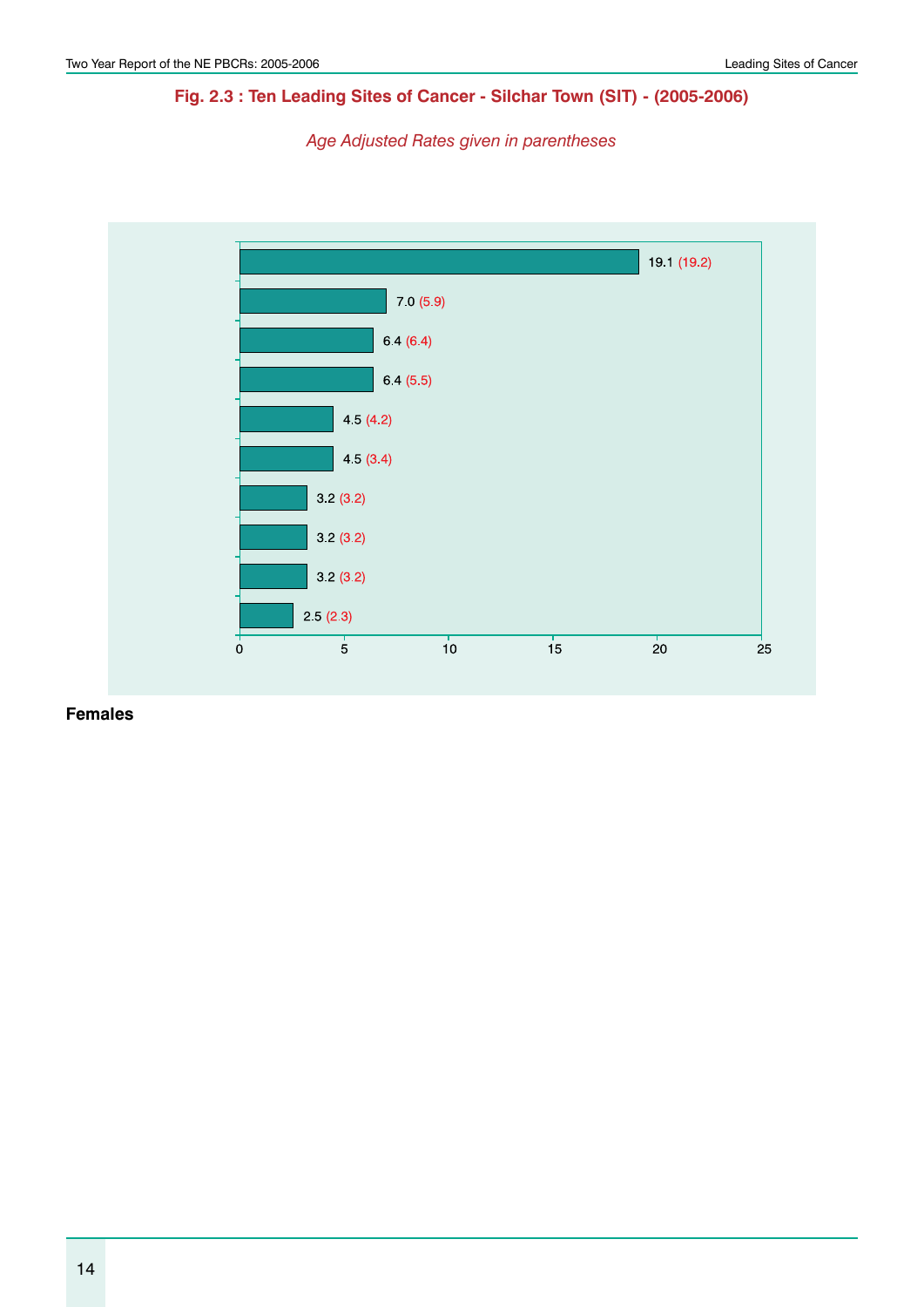**Fig. 2.3 : Ten Leading Sites of Cancer - Silchar Town (SIT) - (2005-2006)**

*Age Adjusted Rates given in parentheses*

19.1 (19.2)
7.0 (5.9)
6.4 (6.4)
6.4 (5.5)
4.5 (4.2)
4.5 (3.4)
3.2 (3.2)
3.2 (3.2)
3.2 (3.2)
2.5 (2.3)

0 5 10 15 20 25

**Females**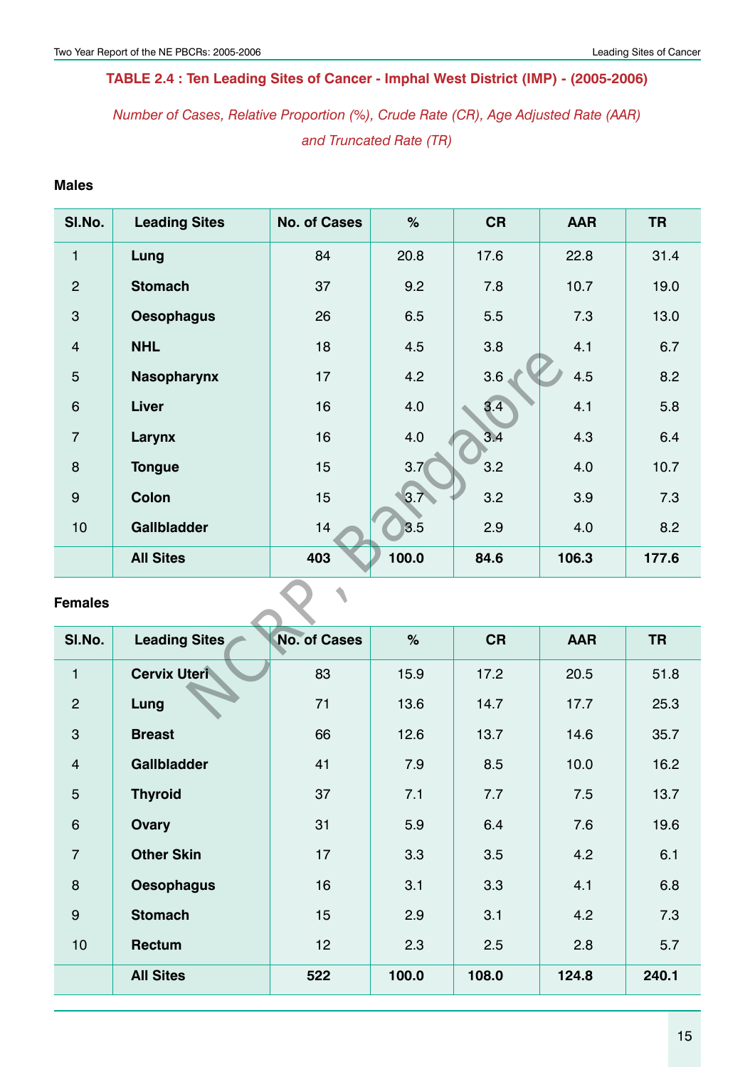### TABLE 2.4 : Ten Leading Sites of Cancer - Imphal West District (IMP) - (2005-2006)

*Number of Cases, Relative Proportion (%), Crude Rate (CR), Age Adjusted Rate (AAR) and Truncated Rate (TR)*

**Males**

| Sl.No. | Leading Sites | No. of Cases | % | CR | AAR | TR |
|---|---|---|---|---|---|---|
| 1 | **Lung** | 84 | 20.8 | 17.6 | 22.8 | 31.4 |
| 2 | **Stomach** | 37 | 9.2 | 7.8 | 10.7 | 19.0 |
| 3 | **Oesophagus** | 26 | 6.5 | 5.5 | 7.3 | 13.0 |
| 4 | **NHL** | 18 | 4.5 | 3.8 | 4.1 | 6.7 |
| 5 | **Nasopharynx** | 17 | 4.2 | 3.6 | 4.5 | 8.2 |
| 6 | **Liver** | 16 | 4.0 | 3.4 | 4.1 | 5.8 |
| 7 | **Larynx** | 16 | 4.0 | 3.4 | 4.3 | 6.4 |
| 8 | **Tongue** | 15 | 3.7 | 3.2 | 4.0 | 10.7 |
| 9 | **Colon** | 15 | 3.7 | 3.2 | 3.9 | 7.3 |
| 10 | **Gallbladder** | 14 | 3.5 | 2.9 | 4.0 | 8.2 |
| | **All Sites** | **403** | **100.0** | **84.6** | **106.3** | **177.6** |

**Females**

| Sl.No. | Leading Sites | No. of Cases | % | CR | AAR | TR |
|---|---|---|---|---|---|---|
| 1 | **Cervix Uteri** | 83 | 15.9 | 17.2 | 20.5 | 51.8 |
| 2 | **Lung** | 71 | 13.6 | 14.7 | 17.7 | 25.3 |
| 3 | **Breast** | 66 | 12.6 | 13.7 | 14.6 | 35.7 |
| 4 | **Gallbladder** | 41 | 7.9 | 8.5 | 10.0 | 16.2 |
| 5 | **Thyroid** | 37 | 7.1 | 7.7 | 7.5 | 13.7 |
| 6 | **Ovary** | 31 | 5.9 | 6.4 | 7.6 | 19.6 |
| 7 | **Other Skin** | 17 | 3.3 | 3.5 | 4.2 | 6.1 |
| 8 | **Oesophagus** | 16 | 3.1 | 3.3 | 4.1 | 6.8 |
| 9 | **Stomach** | 15 | 2.9 | 3.1 | 4.2 | 7.3 |
| 10 | **Rectum** | 12 | 2.3 | 2.5 | 2.8 | 5.7 |
| | **All Sites** | **522** | **100.0** | **108.0** | **124.8** | **240.1** |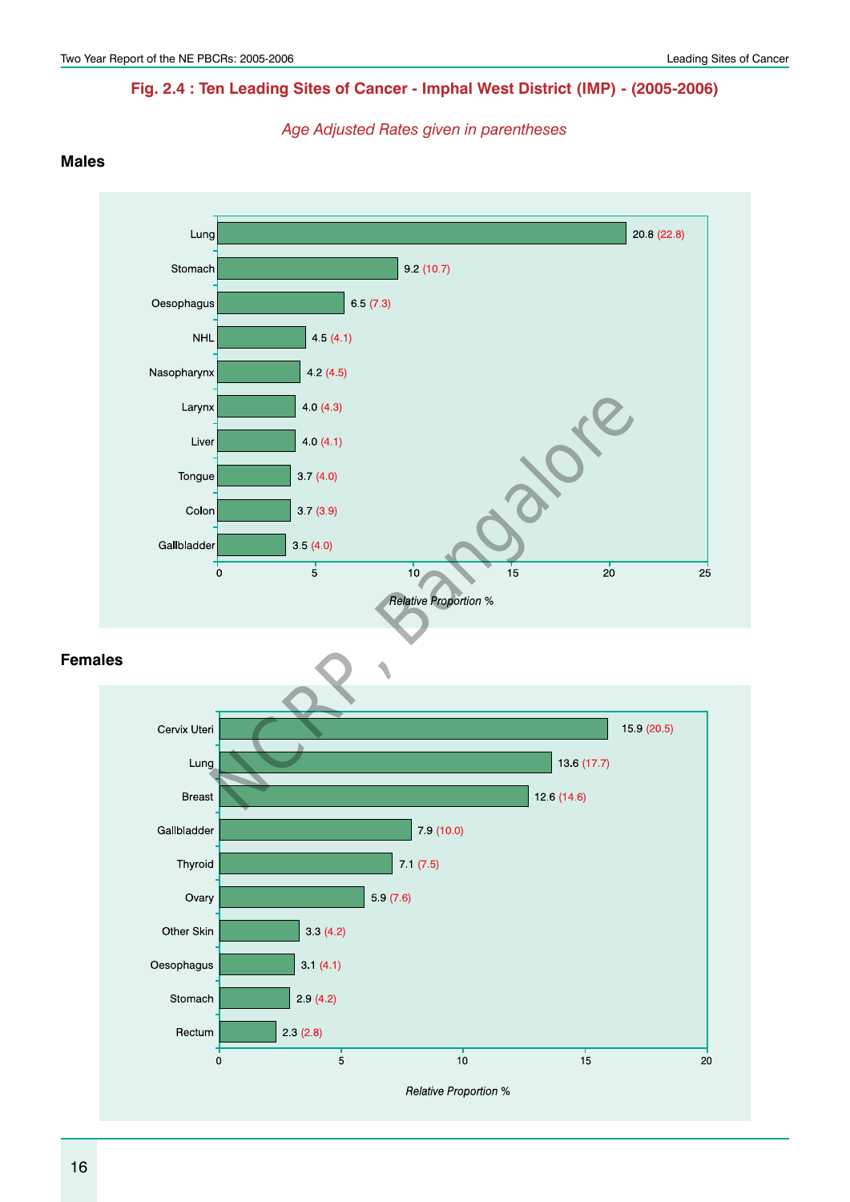# Fig. 2.4 : Ten Leading Sites of Cancer - Imphal West District (IMP) - (2005-2006)

*Age Adjusted Rates given in parentheses*

**Males**

| Site | Relative Proportion % | Age Adjusted Rate |
|---|---|---|
| Lung | 20.8 | (22.8) |
| Stomach | 9.2 | (10.7) |
| Oesophagus | 6.5 | (7.3) |
| NHL | 4.5 | (4.1) |
| Nasopharynx | 4.2 | (4.5) |
| Larynx | 4.0 | (4.3) |
| Liver | 4.0 | (4.1) |
| Tongue | 3.7 | (4.0) |
| Colon | 3.7 | (3.9) |
| Gallbladder | 3.5 | (4.0) |

*Relative Proportion %*

**Females**

| Site | Relative Proportion % | Age Adjusted Rate |
|---|---|---|
| Cervix Uteri | 15.9 | (20.5) |
| Lung | 13.6 | (17.7) |
| Breast | 12.6 | (14.6) |
| Gallbladder | 7.9 | (10.0) |
| Thyroid | 7.1 | (7.5) |
| Ovary | 5.9 | (7.6) |
| Other Skin | 3.3 | (4.2) |
| Oesophagus | 3.1 | (4.1) |
| Stomach | 2.9 | (4.2) |
| Rectum | 2.3 | (2.8) |

*Relative Proportion %*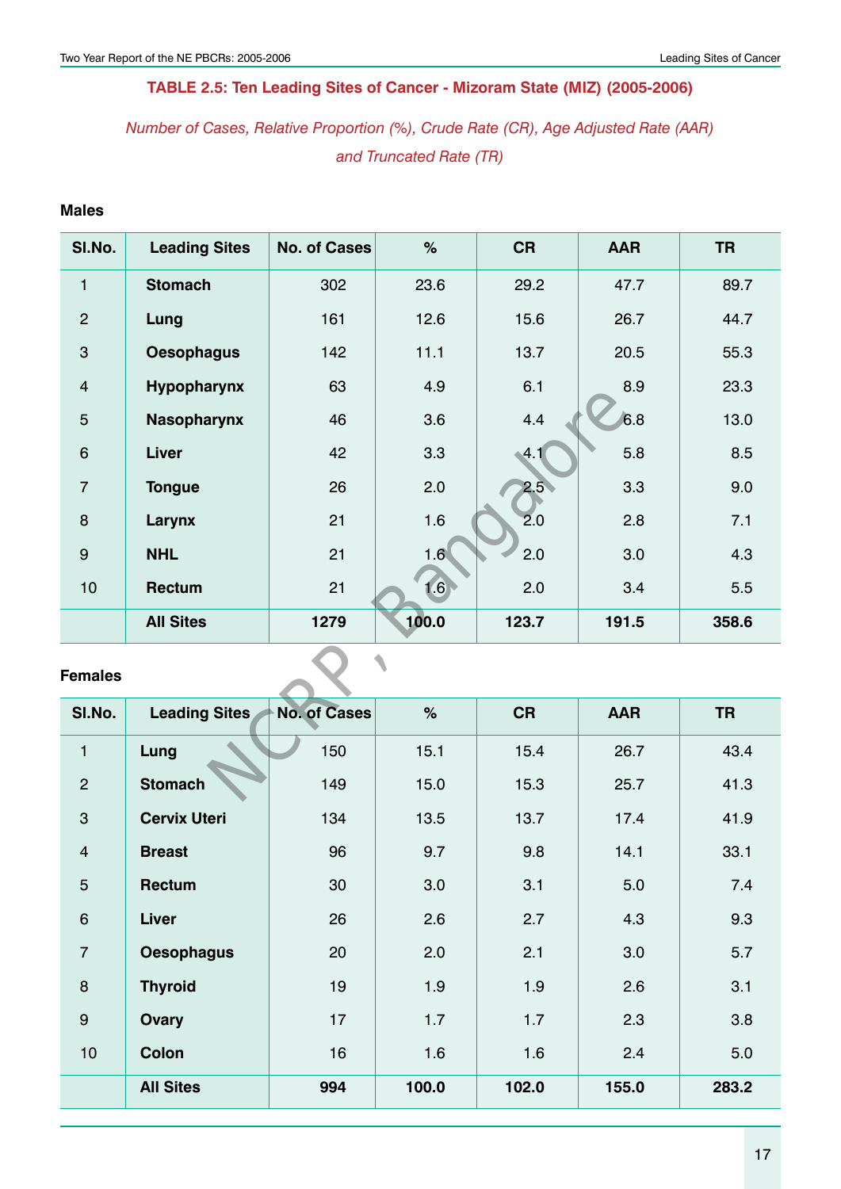## TABLE 2.5: Ten Leading Sites of Cancer - Mizoram State (MIZ) (2005-2006)

*Number of Cases, Relative Proportion (%), Crude Rate (CR), Age Adjusted Rate (AAR) and Truncated Rate (TR)*

**Males**

| Sl.No. | Leading Sites | No. of Cases | % | CR | AAR | TR |
|---|---|---|---|---|---|---|
| 1 | **Stomach** | 302 | 23.6 | 29.2 | 47.7 | 89.7 |
| 2 | **Lung** | 161 | 12.6 | 15.6 | 26.7 | 44.7 |
| 3 | **Oesophagus** | 142 | 11.1 | 13.7 | 20.5 | 55.3 |
| 4 | **Hypopharynx** | 63 | 4.9 | 6.1 | 8.9 | 23.3 |
| 5 | **Nasopharynx** | 46 | 3.6 | 4.4 | 6.8 | 13.0 |
| 6 | **Liver** | 42 | 3.3 | 4.1 | 5.8 | 8.5 |
| 7 | **Tongue** | 26 | 2.0 | 2.5 | 3.3 | 9.0 |
| 8 | **Larynx** | 21 | 1.6 | 2.0 | 2.8 | 7.1 |
| 9 | **NHL** | 21 | 1.6 | 2.0 | 3.0 | 4.3 |
| 10 | **Rectum** | 21 | 1.6 | 2.0 | 3.4 | 5.5 |
| | **All Sites** | **1279** | **100.0** | **123.7** | **191.5** | **358.6** |

**Females**

| Sl.No. | Leading Sites | No. of Cases | % | CR | AAR | TR |
|---|---|---|---|---|---|---|
| 1 | **Lung** | 150 | 15.1 | 15.4 | 26.7 | 43.4 |
| 2 | **Stomach** | 149 | 15.0 | 15.3 | 25.7 | 41.3 |
| 3 | **Cervix Uteri** | 134 | 13.5 | 13.7 | 17.4 | 41.9 |
| 4 | **Breast** | 96 | 9.7 | 9.8 | 14.1 | 33.1 |
| 5 | **Rectum** | 30 | 3.0 | 3.1 | 5.0 | 7.4 |
| 6 | **Liver** | 26 | 2.6 | 2.7 | 4.3 | 9.3 |
| 7 | **Oesophagus** | 20 | 2.0 | 2.1 | 3.0 | 5.7 |
| 8 | **Thyroid** | 19 | 1.9 | 1.9 | 2.6 | 3.1 |
| 9 | **Ovary** | 17 | 1.7 | 1.7 | 2.3 | 3.8 |
| 10 | **Colon** | 16 | 1.6 | 1.6 | 2.4 | 5.0 |
| | **All Sites** | **994** | **100.0** | **102.0** | **155.0** | **283.2** |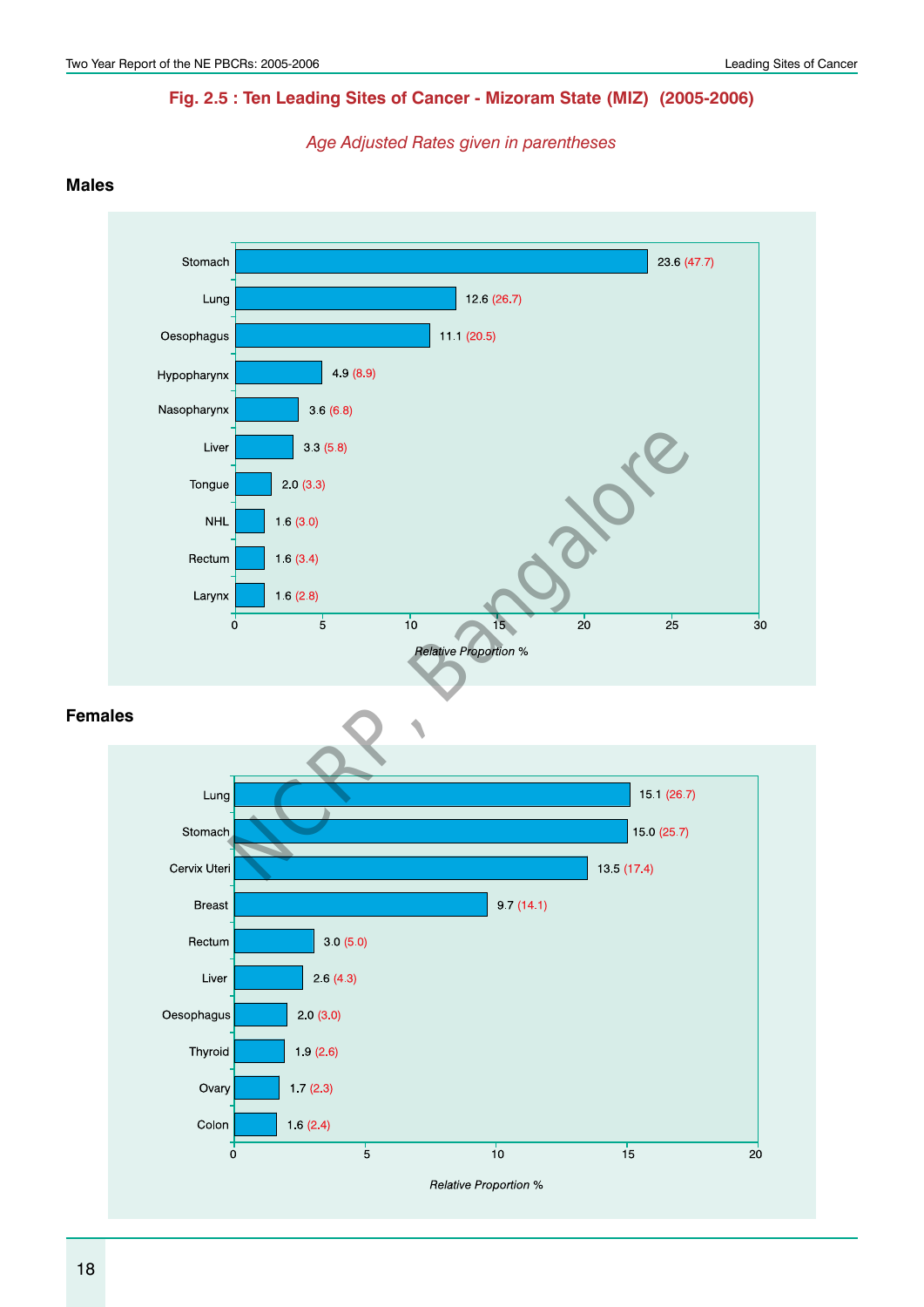## Fig. 2.5 : Ten Leading Sites of Cancer - Mizoram State (MIZ) (2005-2006)

*Age Adjusted Rates given in parentheses*

### Males

| Site | Relative Proportion % | (Age Adjusted Rate) |
|---|---|---|
| Stomach | 23.6 | (47.7) |
| Lung | 12.6 | (26.7) |
| Oesophagus | 11.1 | (20.5) |
| Hypopharynx | 4.9 | (8.9) |
| Nasopharynx | 3.6 | (6.8) |
| Liver | 3.3 | (5.8) |
| Tongue | 2.0 | (3.3) |
| NHL | 1.6 | (3.0) |
| Rectum | 1.6 | (3.4) |
| Larynx | 1.6 | (2.8) |

### Females

| Site | Relative Proportion % | (Age Adjusted Rate) |
|---|---|---|
| Lung | 15.1 | (26.7) |
| Stomach | 15.0 | (25.7) |
| Cervix Uteri | 13.5 | (17.4) |
| Breast | 9.7 | (14.1) |
| Rectum | 3.0 | (5.0) |
| Liver | 2.6 | (4.3) |
| Oesophagus | 2.0 | (3.0) |
| Thyroid | 1.9 | (2.6) |
| Ovary | 1.7 | (2.3) |
| Colon | 1.6 | (2.4) |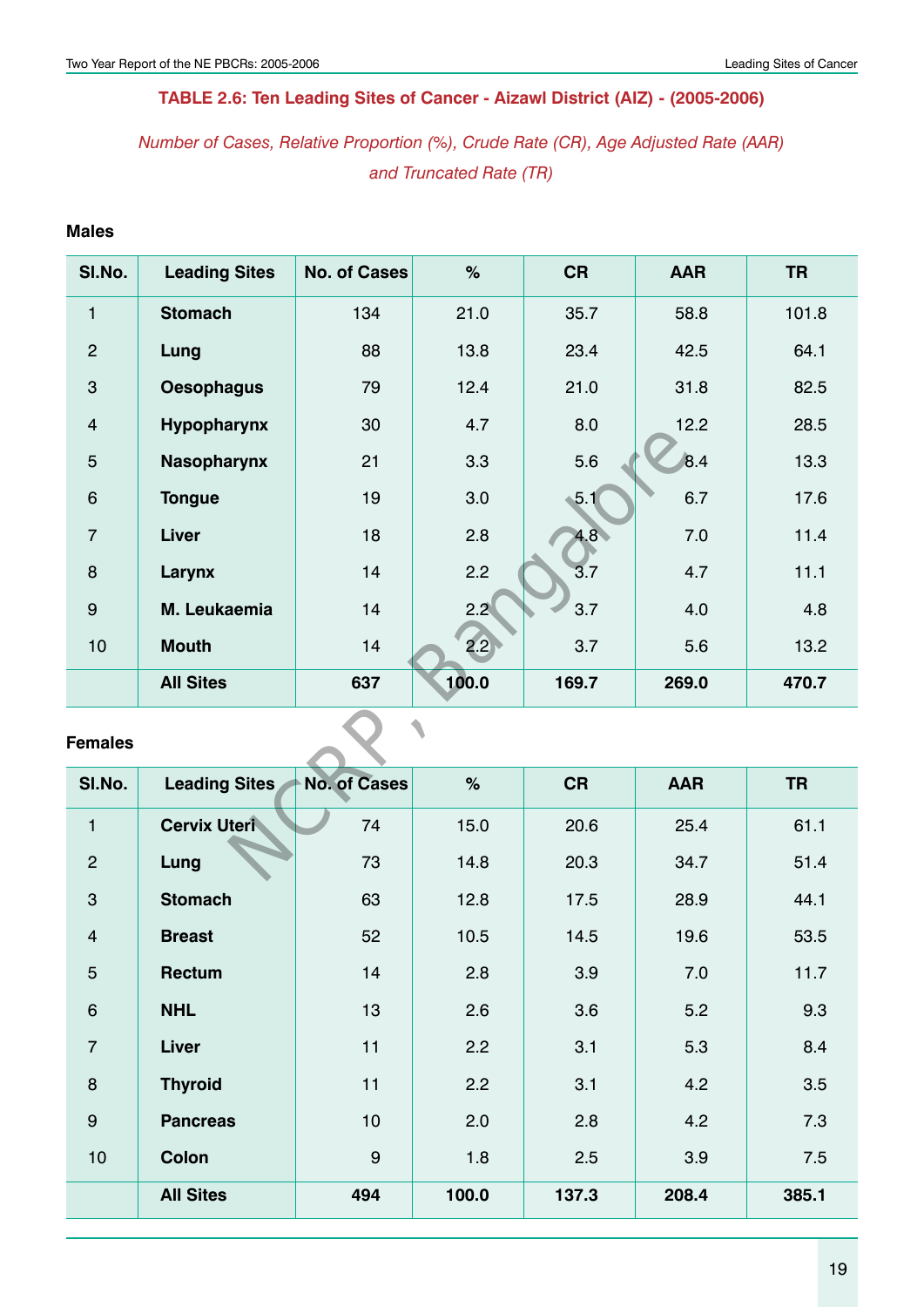### TABLE 2.6: Ten Leading Sites of Cancer - Aizawl District (AIZ) - (2005-2006)

*Number of Cases, Relative Proportion (%), Crude Rate (CR), Age Adjusted Rate (AAR) and Truncated Rate (TR)*

**Males**

| Sl.No. | Leading Sites | No. of Cases | % | CR | AAR | TR |
|---|---|---|---|---|---|---|
| 1 | **Stomach** | 134 | 21.0 | 35.7 | 58.8 | 101.8 |
| 2 | **Lung** | 88 | 13.8 | 23.4 | 42.5 | 64.1 |
| 3 | **Oesophagus** | 79 | 12.4 | 21.0 | 31.8 | 82.5 |
| 4 | **Hypopharynx** | 30 | 4.7 | 8.0 | 12.2 | 28.5 |
| 5 | **Nasopharynx** | 21 | 3.3 | 5.6 | 8.4 | 13.3 |
| 6 | **Tongue** | 19 | 3.0 | 5.1 | 6.7 | 17.6 |
| 7 | **Liver** | 18 | 2.8 | 4.8 | 7.0 | 11.4 |
| 8 | **Larynx** | 14 | 2.2 | 3.7 | 4.7 | 11.1 |
| 9 | **M. Leukaemia** | 14 | 2.2 | 3.7 | 4.0 | 4.8 |
| 10 | **Mouth** | 14 | 2.2 | 3.7 | 5.6 | 13.2 |
| | **All Sites** | **637** | **100.0** | **169.7** | **269.0** | **470.7** |

**Females**

| Sl.No. | Leading Sites | No. of Cases | % | CR | AAR | TR |
|---|---|---|---|---|---|---|
| 1 | **Cervix Uteri** | 74 | 15.0 | 20.6 | 25.4 | 61.1 |
| 2 | **Lung** | 73 | 14.8 | 20.3 | 34.7 | 51.4 |
| 3 | **Stomach** | 63 | 12.8 | 17.5 | 28.9 | 44.1 |
| 4 | **Breast** | 52 | 10.5 | 14.5 | 19.6 | 53.5 |
| 5 | **Rectum** | 14 | 2.8 | 3.9 | 7.0 | 11.7 |
| 6 | **NHL** | 13 | 2.6 | 3.6 | 5.2 | 9.3 |
| 7 | **Liver** | 11 | 2.2 | 3.1 | 5.3 | 8.4 |
| 8 | **Thyroid** | 11 | 2.2 | 3.1 | 4.2 | 3.5 |
| 9 | **Pancreas** | 10 | 2.0 | 2.8 | 4.2 | 7.3 |
| 10 | **Colon** | 9 | 1.8 | 2.5 | 3.9 | 7.5 |
| | **All Sites** | **494** | **100.0** | **137.3** | **208.4** | **385.1** |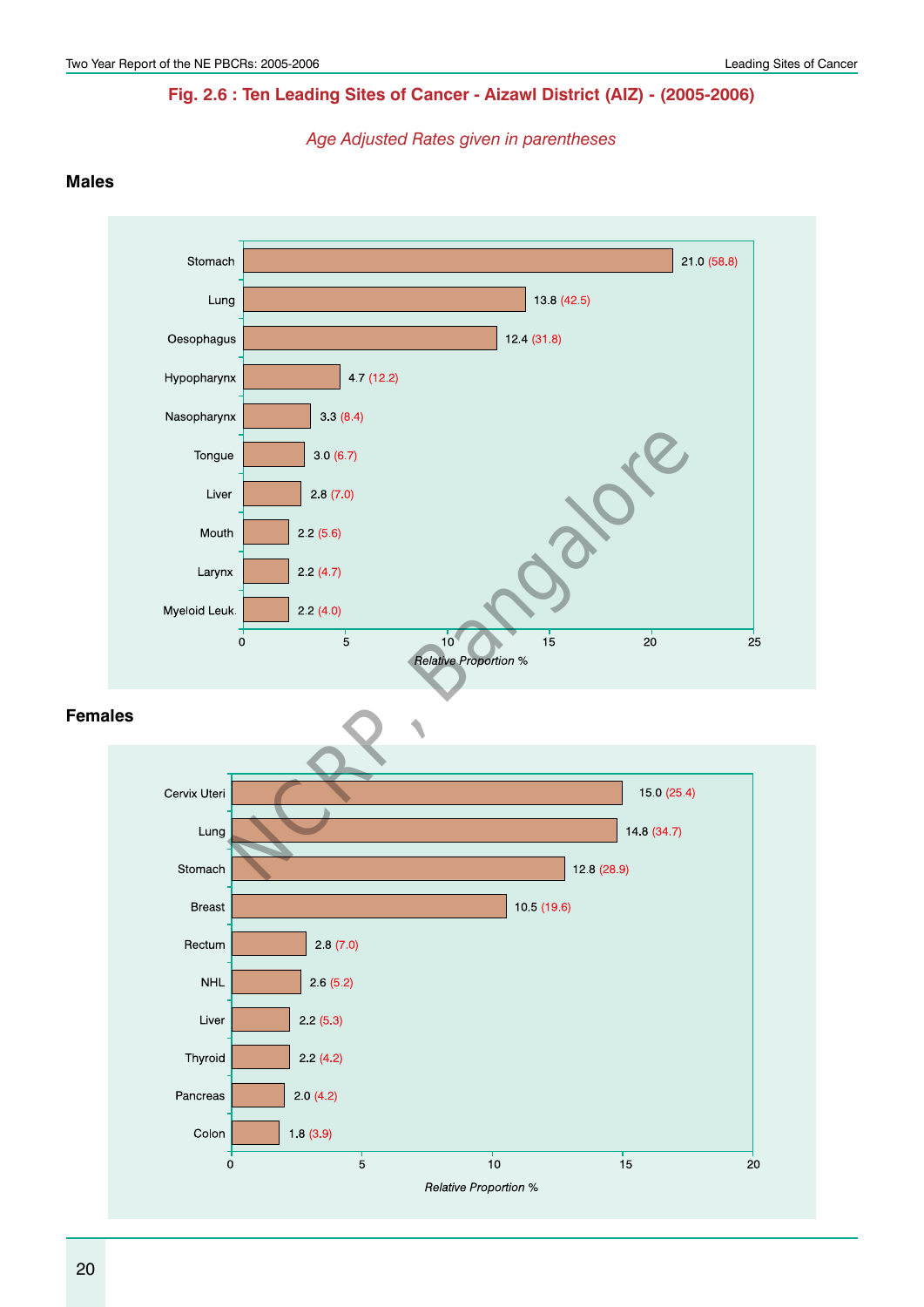## Fig. 2.6 : Ten Leading Sites of Cancer - Aizawl District (AIZ) - (2005-2006)

*Age Adjusted Rates given in parentheses*

### Males

| Site | Relative Proportion % | Age Adjusted Rate |
|---|---|---|
| Stomach | 21.0 | (58.8) |
| Lung | 13.8 | (42.5) |
| Oesophagus | 12.4 | (31.8) |
| Hypopharynx | 4.7 | (12.2) |
| Nasopharynx | 3.3 | (8.4) |
| Tongue | 3.0 | (6.7) |
| Liver | 2.8 | (7.0) |
| Mouth | 2.2 | (5.6) |
| Larynx | 2.2 | (4.7) |
| Myeloid Leuk. | 2.2 | (4.0) |

*Relative Proportion %*

### Females

| Site | Relative Proportion % | Age Adjusted Rate |
|---|---|---|
| Cervix Uteri | 15.0 | (25.4) |
| Lung | 14.8 | (34.7) |
| Stomach | 12.8 | (28.9) |
| Breast | 10.5 | (19.6) |
| Rectum | 2.8 | (7.0) |
| NHL | 2.6 | (5.2) |
| Liver | 2.2 | (5.3) |
| Thyroid | 2.2 | (4.2) |
| Pancreas | 2.0 | (4.2) |
| Colon | 1.8 | (3.9) |

*Relative Proportion %*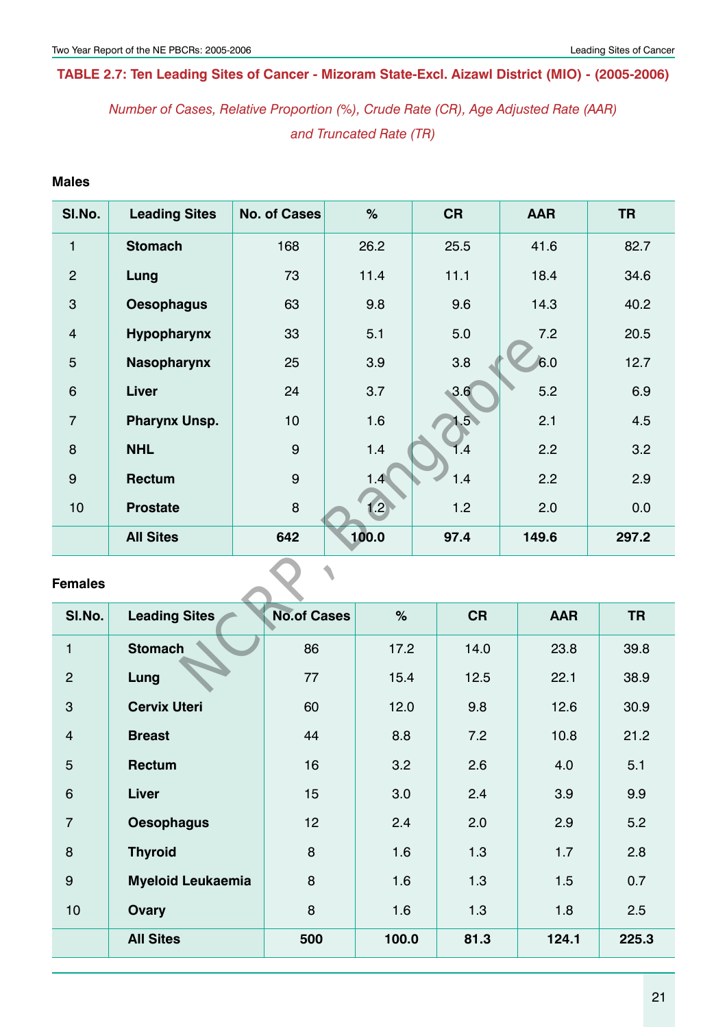## TABLE 2.7: Ten Leading Sites of Cancer - Mizoram State-Excl. Aizawl District (MIO) - (2005-2006)

*Number of Cases, Relative Proportion (%), Crude Rate (CR), Age Adjusted Rate (AAR) and Truncated Rate (TR)*

**Males**

| Sl.No. | Leading Sites | No. of Cases | % | CR | AAR | TR |
|---|---|---|---|---|---|---|
| 1 | **Stomach** | 168 | 26.2 | 25.5 | 41.6 | 82.7 |
| 2 | **Lung** | 73 | 11.4 | 11.1 | 18.4 | 34.6 |
| 3 | **Oesophagus** | 63 | 9.8 | 9.6 | 14.3 | 40.2 |
| 4 | **Hypopharynx** | 33 | 5.1 | 5.0 | 7.2 | 20.5 |
| 5 | **Nasopharynx** | 25 | 3.9 | 3.8 | 6.0 | 12.7 |
| 6 | **Liver** | 24 | 3.7 | 3.6 | 5.2 | 6.9 |
| 7 | **Pharynx Unsp.** | 10 | 1.6 | 1.5 | 2.1 | 4.5 |
| 8 | **NHL** | 9 | 1.4 | 1.4 | 2.2 | 3.2 |
| 9 | **Rectum** | 9 | 1.4 | 1.4 | 2.2 | 2.9 |
| 10 | **Prostate** | 8 | 1.2 | 1.2 | 2.0 | 0.0 |
| | **All Sites** | **642** | **100.0** | **97.4** | **149.6** | **297.2** |

**Females**

| Sl.No. | Leading Sites | No.of Cases | % | CR | AAR | TR |
|---|---|---|---|---|---|---|
| 1 | **Stomach** | 86 | 17.2 | 14.0 | 23.8 | 39.8 |
| 2 | **Lung** | 77 | 15.4 | 12.5 | 22.1 | 38.9 |
| 3 | **Cervix Uteri** | 60 | 12.0 | 9.8 | 12.6 | 30.9 |
| 4 | **Breast** | 44 | 8.8 | 7.2 | 10.8 | 21.2 |
| 5 | **Rectum** | 16 | 3.2 | 2.6 | 4.0 | 5.1 |
| 6 | **Liver** | 15 | 3.0 | 2.4 | 3.9 | 9.9 |
| 7 | **Oesophagus** | 12 | 2.4 | 2.0 | 2.9 | 5.2 |
| 8 | **Thyroid** | 8 | 1.6 | 1.3 | 1.7 | 2.8 |
| 9 | **Myeloid Leukaemia** | 8 | 1.6 | 1.3 | 1.5 | 0.7 |
| 10 | **Ovary** | 8 | 1.6 | 1.3 | 1.8 | 2.5 |
| | **All Sites** | **500** | **100.0** | **81.3** | **124.1** | **225.3** |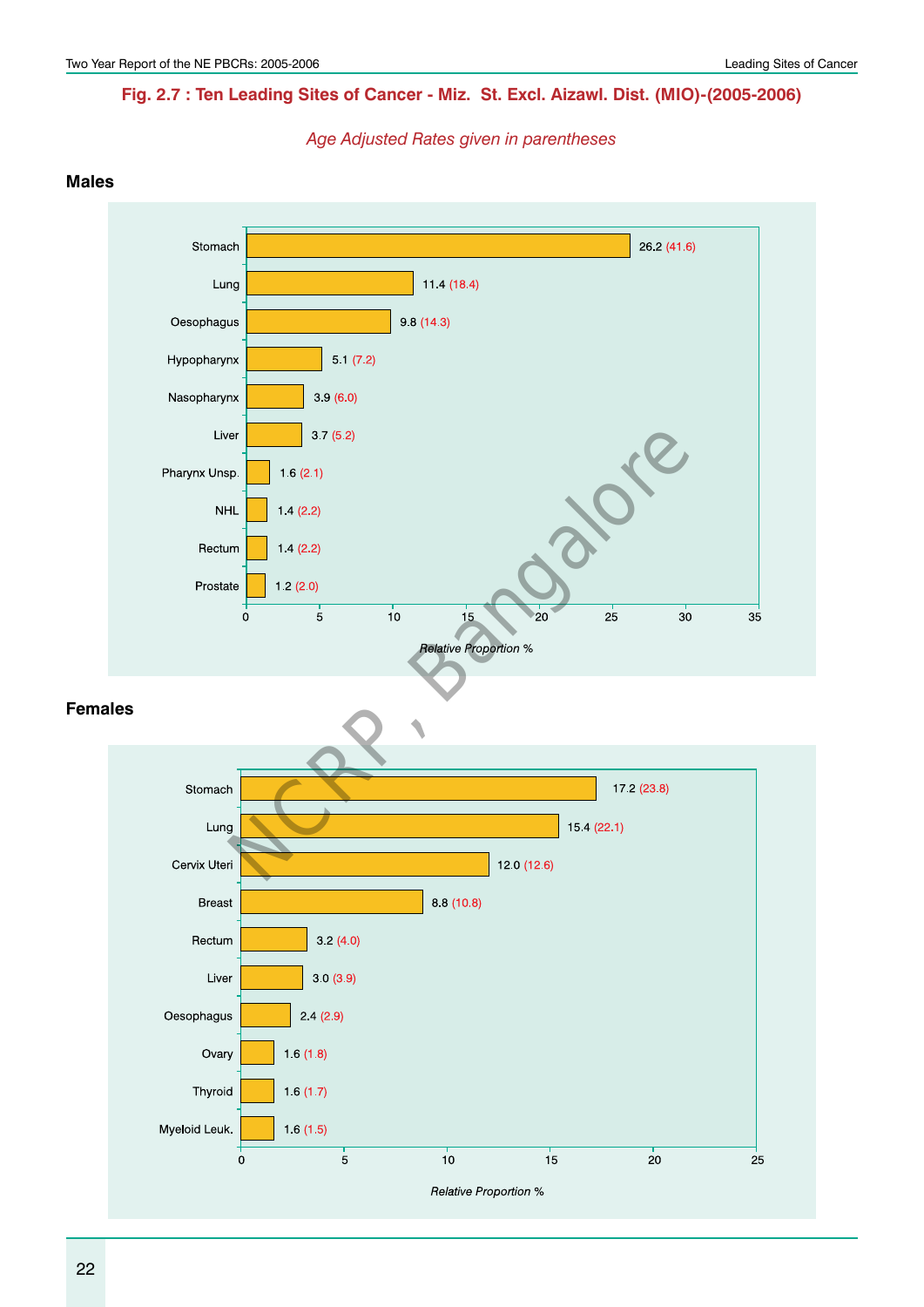## Fig. 2.7 : Ten Leading Sites of Cancer - Miz. St. Excl. Aizawl. Dist. (MIO)-(2005-2006)

*Age Adjusted Rates given in parentheses*

### Males

| Site | Relative Proportion % | Age Adjusted Rate |
|---|---|---|
| Stomach | 26.2 | (41.6) |
| Lung | 11.4 | (18.4) |
| Oesophagus | 9.8 | (14.3) |
| Hypopharynx | 5.1 | (7.2) |
| Nasopharynx | 3.9 | (6.0) |
| Liver | 3.7 | (5.2) |
| Pharynx Unsp. | 1.6 | (2.1) |
| NHL | 1.4 | (2.2) |
| Rectum | 1.4 | (2.2) |
| Prostate | 1.2 | (2.0) |

*Relative Proportion %*

### Females

| Site | Relative Proportion % | Age Adjusted Rate |
|---|---|---|
| Stomach | 17.2 | (23.8) |
| Lung | 15.4 | (22.1) |
| Cervix Uteri | 12.0 | (12.6) |
| Breast | 8.8 | (10.8) |
| Rectum | 3.2 | (4.0) |
| Liver | 3.0 | (3.9) |
| Oesophagus | 2.4 | (2.9) |
| Ovary | 1.6 | (1.8) |
| Thyroid | 1.6 | (1.7) |
| Myeloid Leuk. | 1.6 | (1.5) |

*Relative Proportion %*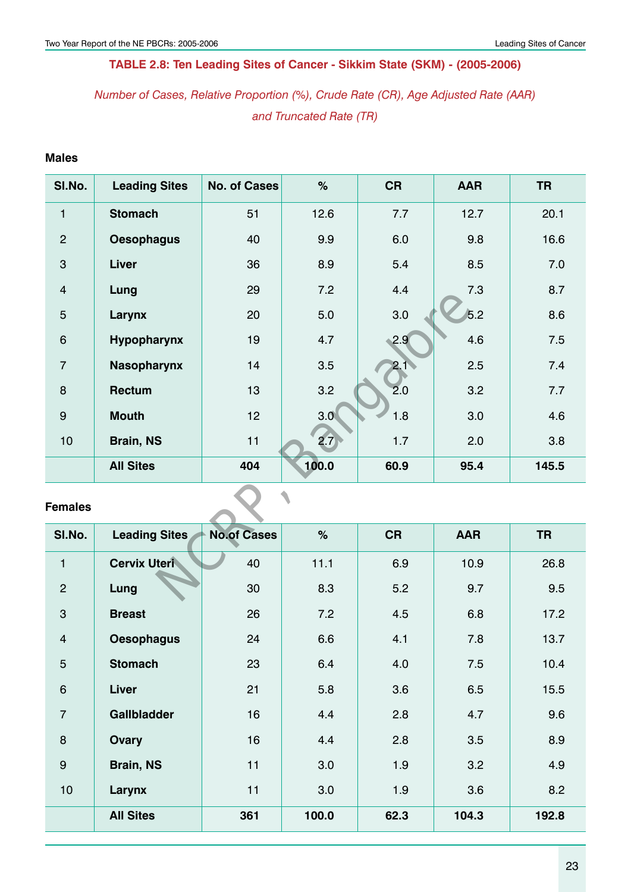**TABLE 2.8: Ten Leading Sites of Cancer - Sikkim State (SKM) - (2005-2006)**

*Number of Cases, Relative Proportion (%), Crude Rate (CR), Age Adjusted Rate (AAR) and Truncated Rate (TR)*

**Males**

| Sl.No. | Leading Sites | No. of Cases | % | CR | AAR | TR |
|---|---|---|---|---|---|---|
| 1 | **Stomach** | 51 | 12.6 | 7.7 | 12.7 | 20.1 |
| 2 | **Oesophagus** | 40 | 9.9 | 6.0 | 9.8 | 16.6 |
| 3 | **Liver** | 36 | 8.9 | 5.4 | 8.5 | 7.0 |
| 4 | **Lung** | 29 | 7.2 | 4.4 | 7.3 | 8.7 |
| 5 | **Larynx** | 20 | 5.0 | 3.0 | 5.2 | 8.6 |
| 6 | **Hypopharynx** | 19 | 4.7 | 2.9 | 4.6 | 7.5 |
| 7 | **Nasopharynx** | 14 | 3.5 | 2.1 | 2.5 | 7.4 |
| 8 | **Rectum** | 13 | 3.2 | 2.0 | 3.2 | 7.7 |
| 9 | **Mouth** | 12 | 3.0 | 1.8 | 3.0 | 4.6 |
| 10 | **Brain, NS** | 11 | 2.7 | 1.7 | 2.0 | 3.8 |
| | **All Sites** | **404** | **100.0** | **60.9** | **95.4** | **145.5** |

**Females**

| Sl.No. | Leading Sites | No.of Cases | % | CR | AAR | TR |
|---|---|---|---|---|---|---|
| 1 | **Cervix Uteri** | 40 | 11.1 | 6.9 | 10.9 | 26.8 |
| 2 | **Lung** | 30 | 8.3 | 5.2 | 9.7 | 9.5 |
| 3 | **Breast** | 26 | 7.2 | 4.5 | 6.8 | 17.2 |
| 4 | **Oesophagus** | 24 | 6.6 | 4.1 | 7.8 | 13.7 |
| 5 | **Stomach** | 23 | 6.4 | 4.0 | 7.5 | 10.4 |
| 6 | **Liver** | 21 | 5.8 | 3.6 | 6.5 | 15.5 |
| 7 | **Gallbladder** | 16 | 4.4 | 2.8 | 4.7 | 9.6 |
| 8 | **Ovary** | 16 | 4.4 | 2.8 | 3.5 | 8.9 |
| 9 | **Brain, NS** | 11 | 3.0 | 1.9 | 3.2 | 4.9 |
| 10 | **Larynx** | 11 | 3.0 | 1.9 | 3.6 | 8.2 |
| | **All Sites** | **361** | **100.0** | **62.3** | **104.3** | **192.8** |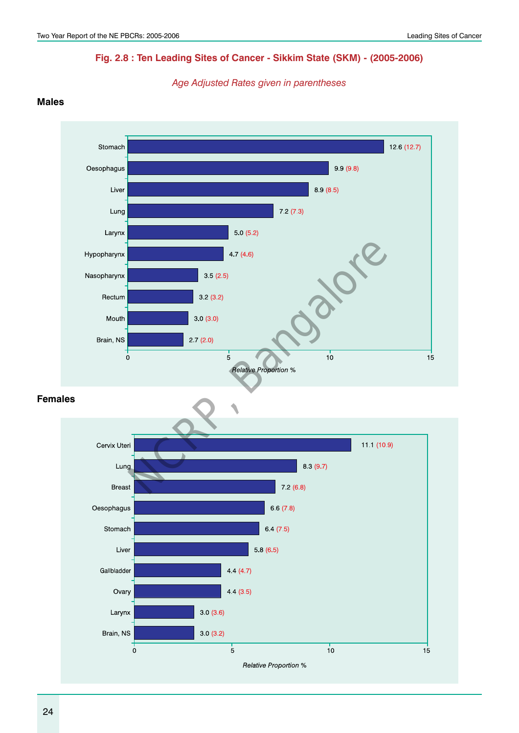## Fig. 2.8 : Ten Leading Sites of Cancer - Sikkim State (SKM) - (2005-2006)

*Age Adjusted Rates given in parentheses*

### Males

| Site | Relative Proportion % | (AAR) |
|---|---|---|
| Stomach | 12.6 | (12.7) |
| Oesophagus | 9.9 | (9.8) |
| Liver | 8.9 | (8.5) |
| Lung | 7.2 | (7.3) |
| Larynx | 5.0 | (5.2) |
| Hypopharynx | 4.7 | (4.6) |
| Nasopharynx | 3.5 | (2.5) |
| Rectum | 3.2 | (3.2) |
| Mouth | 3.0 | (3.0) |
| Brain, NS | 2.7 | (2.0) |

*Relative Proportion %*

### Females

| Site | Relative Proportion % | (AAR) |
|---|---|---|
| Cervix Uteri | 11.1 | (10.9) |
| Lung | 8.3 | (9.7) |
| Breast | 7.2 | (6.8) |
| Oesophagus | 6.6 | (7.8) |
| Stomach | 6.4 | (7.5) |
| Liver | 5.8 | (6.5) |
| Gallbladder | 4.4 | (4.7) |
| Ovary | 4.4 | (3.5) |
| Larynx | 3.0 | (3.6) |
| Brain, NS | 3.0 | (3.2) |

*Relative Proportion %*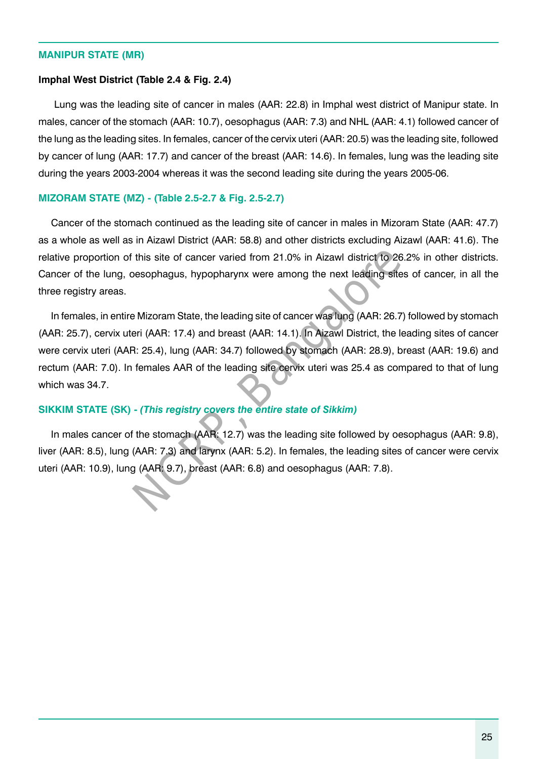## MANIPUR STATE (MR)

### Imphal West District (Table 2.4 & Fig. 2.4)

Lung was the leading site of cancer in males (AAR: 22.8) in Imphal west district of Manipur state. In males, cancer of the stomach (AAR: 10.7), oesophagus (AAR: 7.3) and NHL (AAR: 4.1) followed cancer of the lung as the leading sites. In females, cancer of the cervix uteri (AAR: 20.5) was the leading site, followed by cancer of lung (AAR: 17.7) and cancer of the breast (AAR: 14.6). In females, lung was the leading site during the years 2003-2004 whereas it was the second leading site during the years 2005-06.

## MIZORAM STATE (MZ) - (Table 2.5-2.7 & Fig. 2.5-2.7)

Cancer of the stomach continued as the leading site of cancer in males in Mizoram State (AAR: 47.7) as a whole as well as in Aizawl District (AAR: 58.8) and other districts excluding Aizawl (AAR: 41.6). The relative proportion of this site of cancer varied from 21.0% in Aizawl district to 26.2% in other districts. Cancer of the lung, oesophagus, hypopharynx were among the next leading sites of cancer, in all the three registry areas.

In females, in entire Mizoram State, the leading site of cancer was lung (AAR: 26.7) followed by stomach (AAR: 25.7), cervix uteri (AAR: 17.4) and breast (AAR: 14.1). In Aizawl District, the leading sites of cancer were cervix uteri (AAR: 25.4), lung (AAR: 34.7) followed by stomach (AAR: 28.9), breast (AAR: 19.6) and rectum (AAR: 7.0). In females AAR of the leading site cervix uteri was 25.4 as compared to that of lung which was 34.7.

## SIKKIM STATE (SK) - *(This registry covers the entire state of Sikkim)*

In males cancer of the stomach (AAR: 12.7) was the leading site followed by oesophagus (AAR: 9.8), liver (AAR: 8.5), lung (AAR: 7.3) and larynx (AAR: 5.2). In females, the leading sites of cancer were cervix uteri (AAR: 10.9), lung (AAR: 9.7), breast (AAR: 6.8) and oesophagus (AAR: 7.8).